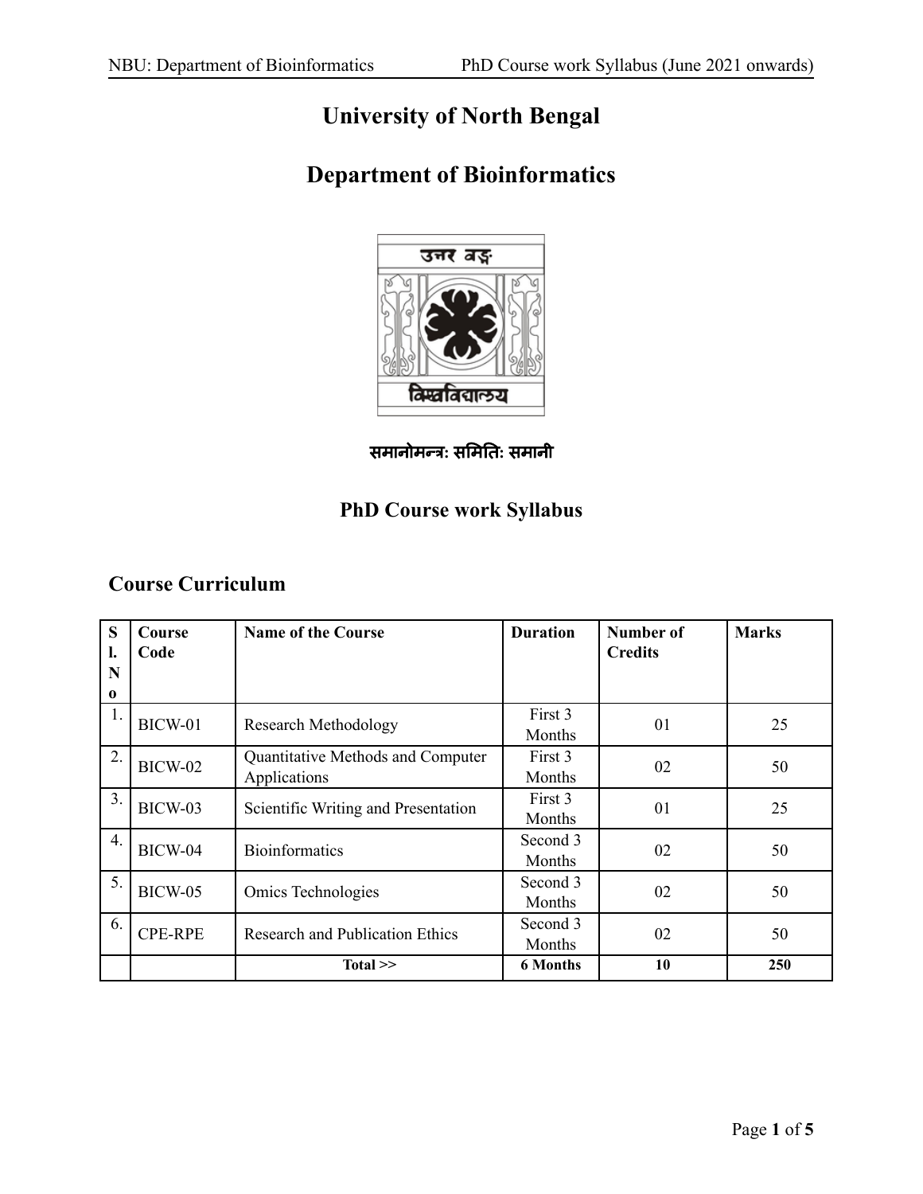# University of North Bengal

# Department of Bioinformatics

**समानोमन्त्रः समितिः समानी**

## PhD Course work Syllabus

### Course Curriculum

| Sl. No | Course Code | Name of the Course | Duration | Number of Credits | Marks |
|---|---|---|---|---|---|
| 1. | BICW-01 | Research Methodology | First 3 Months | 01 | 25 |
| 2. | BICW-02 | Quantitative Methods and Computer Applications | First 3 Months | 02 | 50 |
| 3. | BICW-03 | Scientific Writing and Presentation | First 3 Months | 01 | 25 |
| 4. | BICW-04 | Bioinformatics | Second 3 Months | 02 | 50 |
| 5. | BICW-05 | Omics Technologies | Second 3 Months | 02 | 50 |
| 6. | CPE-RPE | Research and Publication Ethics | Second 3 Months | 02 | 50 |
| | | **Total >>** | **6 Months** | **10** | **250** |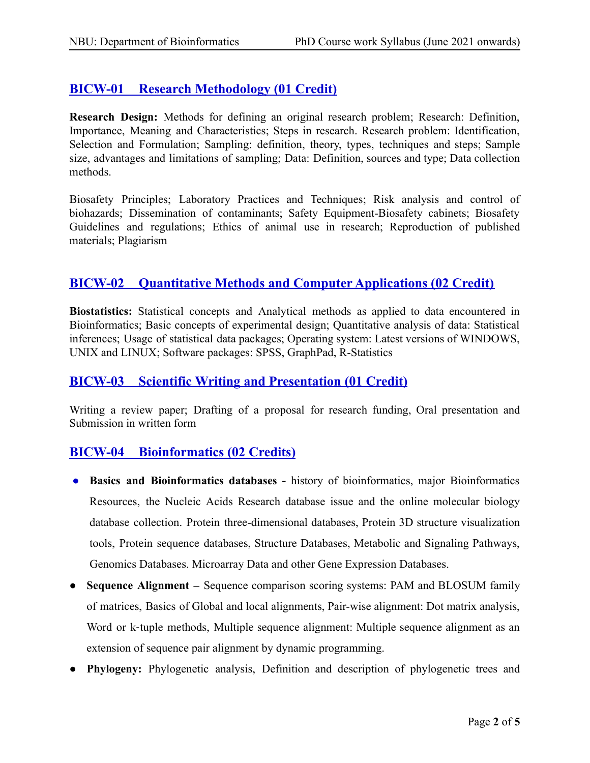## BICW-01 Research Methodology (01 Credit)

**Research Design:** Methods for defining an original research problem; Research: Definition, Importance, Meaning and Characteristics; Steps in research. Research problem: Identification, Selection and Formulation; Sampling: definition, theory, types, techniques and steps; Sample size, advantages and limitations of sampling; Data: Definition, sources and type; Data collection methods.

Biosafety Principles; Laboratory Practices and Techniques; Risk analysis and control of biohazards; Dissemination of contaminants; Safety Equipment-Biosafety cabinets; Biosafety Guidelines and regulations; Ethics of animal use in research; Reproduction of published materials; Plagiarism

## BICW-02 Quantitative Methods and Computer Applications (02 Credit)

**Biostatistics:** Statistical concepts and Analytical methods as applied to data encountered in Bioinformatics; Basic concepts of experimental design; Quantitative analysis of data: Statistical inferences; Usage of statistical data packages; Operating system: Latest versions of WINDOWS, UNIX and LINUX; Software packages: SPSS, GraphPad, R-Statistics

## BICW-03 Scientific Writing and Presentation (01 Credit)

Writing a review paper; Drafting of a proposal for research funding, Oral presentation and Submission in written form

## BICW-04 Bioinformatics (02 Credits)

- **Basics and Bioinformatics databases -** history of bioinformatics, major Bioinformatics Resources, the Nucleic Acids Research database issue and the online molecular biology database collection. Protein three-dimensional databases, Protein 3D structure visualization tools, Protein sequence databases, Structure Databases, Metabolic and Signaling Pathways, Genomics Databases. Microarray Data and other Gene Expression Databases.
- **Sequence Alignment –** Sequence comparison scoring systems: PAM and BLOSUM family of matrices, Basics of Global and local alignments, Pair-wise alignment: Dot matrix analysis, Word or k-tuple methods, Multiple sequence alignment: Multiple sequence alignment as an extension of sequence pair alignment by dynamic programming.
- **Phylogeny:** Phylogenetic analysis, Definition and description of phylogenetic trees and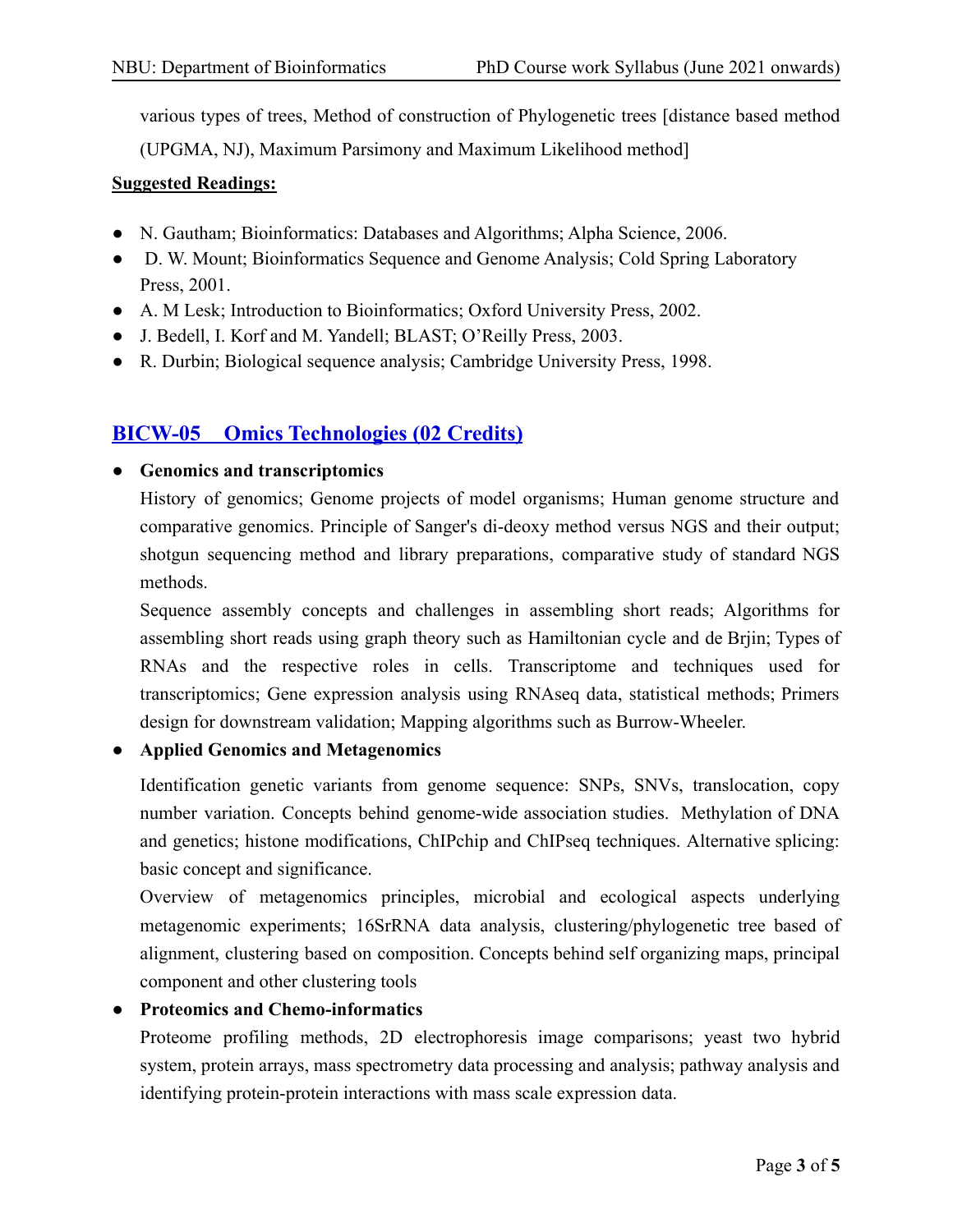various types of trees, Method of construction of Phylogenetic trees [distance based method (UPGMA, NJ), Maximum Parsimony and Maximum Likelihood method]

**Suggested Readings:**

- N. Gautham; Bioinformatics: Databases and Algorithms; Alpha Science, 2006.
- D. W. Mount; Bioinformatics Sequence and Genome Analysis; Cold Spring Laboratory Press, 2001.
- A. M Lesk; Introduction to Bioinformatics; Oxford University Press, 2002.
- J. Bedell, I. Korf and M. Yandell; BLAST; O'Reilly Press, 2003.
- R. Durbin; Biological sequence analysis; Cambridge University Press, 1998.

## BICW-05 Omics Technologies (02 Credits)

- **Genomics and transcriptomics**

  History of genomics; Genome projects of model organisms; Human genome structure and comparative genomics. Principle of Sanger's di-deoxy method versus NGS and their output; shotgun sequencing method and library preparations, comparative study of standard NGS methods.

  Sequence assembly concepts and challenges in assembling short reads; Algorithms for assembling short reads using graph theory such as Hamiltonian cycle and de Brjin; Types of RNAs and the respective roles in cells. Transcriptome and techniques used for transcriptomics; Gene expression analysis using RNAseq data, statistical methods; Primers design for downstream validation; Mapping algorithms such as Burrow-Wheeler.

- **Applied Genomics and Metagenomics**

  Identification genetic variants from genome sequence: SNPs, SNVs, translocation, copy number variation. Concepts behind genome-wide association studies. Methylation of DNA and genetics; histone modifications, ChIPchip and ChIPseq techniques. Alternative splicing: basic concept and significance.

  Overview of metagenomics principles, microbial and ecological aspects underlying metagenomic experiments; 16SrRNA data analysis, clustering/phylogenetic tree based of alignment, clustering based on composition. Concepts behind self organizing maps, principal component and other clustering tools

- **Proteomics and Chemo-informatics**

  Proteome profiling methods, 2D electrophoresis image comparisons; yeast two hybrid system, protein arrays, mass spectrometry data processing and analysis; pathway analysis and identifying protein-protein interactions with mass scale expression data.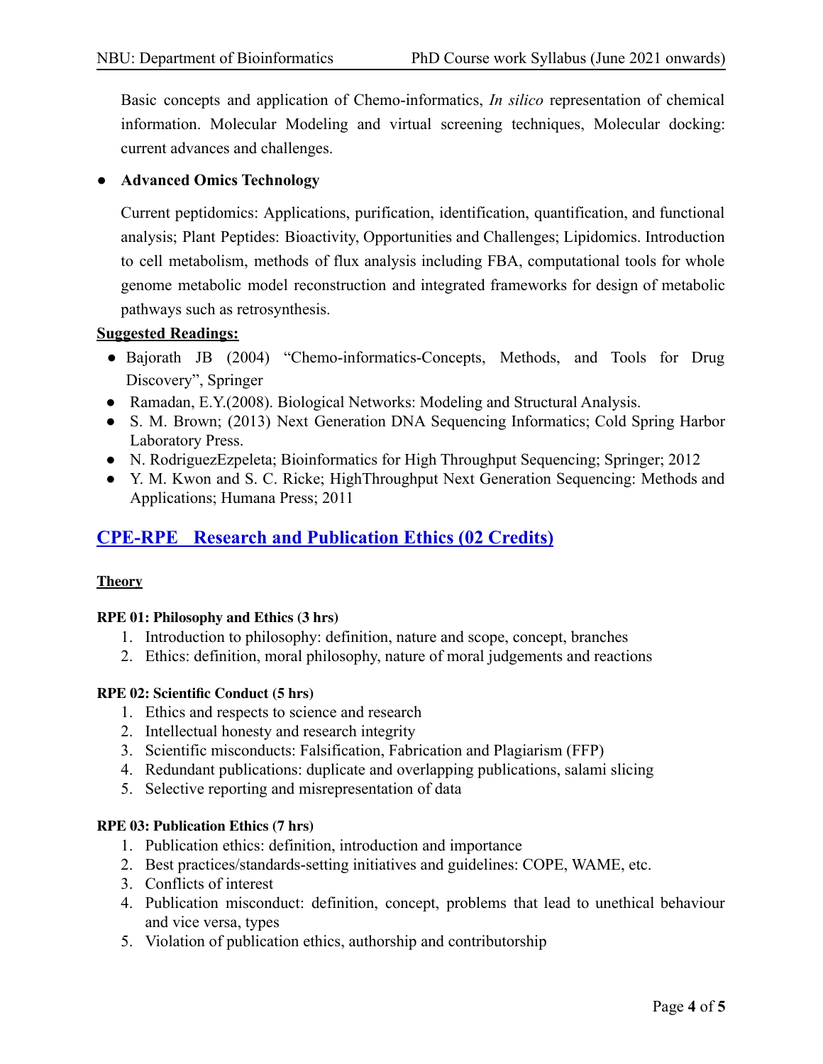Basic concepts and application of Chemo-informatics, *In silico* representation of chemical information. Molecular Modeling and virtual screening techniques, Molecular docking: current advances and challenges.

- **Advanced Omics Technology**

  Current peptidomics: Applications, purification, identification, quantification, and functional analysis; Plant Peptides: Bioactivity, Opportunities and Challenges; Lipidomics. Introduction to cell metabolism, methods of flux analysis including FBA, computational tools for whole genome metabolic model reconstruction and integrated frameworks for design of metabolic pathways such as retrosynthesis.

**Suggested Readings:**

- Bajorath JB (2004) "Chemo-informatics-Concepts, Methods, and Tools for Drug Discovery", Springer
- Ramadan, E.Y.(2008). Biological Networks: Modeling and Structural Analysis.
- S. M. Brown; (2013) Next Generation DNA Sequencing Informatics; Cold Spring Harbor Laboratory Press.
- N. RodriguezEzpeleta; Bioinformatics for High Throughput Sequencing; Springer; 2012
- Y. M. Kwon and S. C. Ricke; HighThroughput Next Generation Sequencing: Methods and Applications; Humana Press; 2011

## CPE-RPE Research and Publication Ethics (02 Credits)

**Theory**

**RPE 01: Philosophy and Ethics (3 hrs)**

1. Introduction to philosophy: definition, nature and scope, concept, branches
2. Ethics: definition, moral philosophy, nature of moral judgements and reactions

**RPE 02: Scientific Conduct (5 hrs)**

1. Ethics and respects to science and research
2. Intellectual honesty and research integrity
3. Scientific misconducts: Falsification, Fabrication and Plagiarism (FFP)
4. Redundant publications: duplicate and overlapping publications, salami slicing
5. Selective reporting and misrepresentation of data

**RPE 03: Publication Ethics (7 hrs)**

1. Publication ethics: definition, introduction and importance
2. Best practices/standards-setting initiatives and guidelines: COPE, WAME, etc.
3. Conflicts of interest
4. Publication misconduct: definition, concept, problems that lead to unethical behaviour and vice versa, types
5. Violation of publication ethics, authorship and contributorship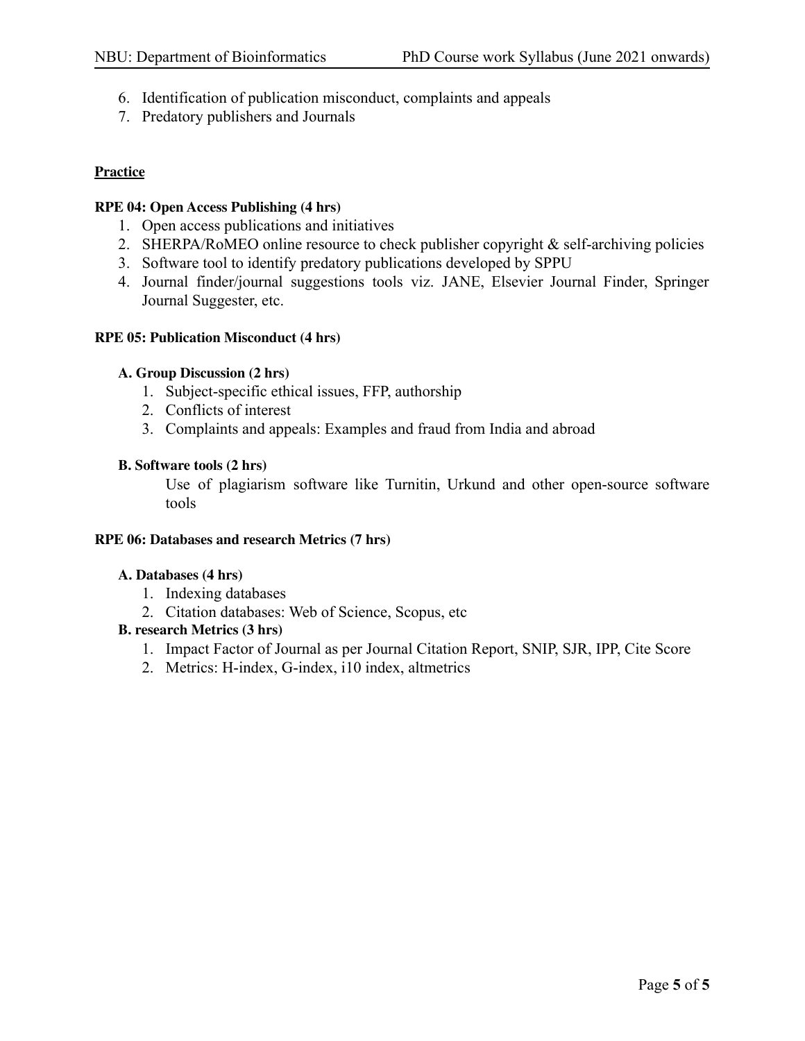6. Identification of publication misconduct, complaints and appeals
7. Predatory publishers and Journals

**Practice**

**RPE 04: Open Access Publishing (4 hrs)**

1. Open access publications and initiatives
2. SHERPA/RoMEO online resource to check publisher copyright & self-archiving policies
3. Software tool to identify predatory publications developed by SPPU
4. Journal finder/journal suggestions tools viz. JANE, Elsevier Journal Finder, Springer Journal Suggester, etc.

**RPE 05: Publication Misconduct (4 hrs)**

**A. Group Discussion (2 hrs)**

1. Subject-specific ethical issues, FFP, authorship
2. Conflicts of interest
3. Complaints and appeals: Examples and fraud from India and abroad

**B. Software tools (2 hrs)**

Use of plagiarism software like Turnitin, Urkund and other open-source software tools

**RPE 06: Databases and research Metrics (7 hrs)**

**A. Databases (4 hrs)**

1. Indexing databases
2. Citation databases: Web of Science, Scopus, etc

**B. research Metrics (3 hrs)**

1. Impact Factor of Journal as per Journal Citation Report, SNIP, SJR, IPP, Cite Score
2. Metrics: H-index, G-index, i10 index, altmetrics